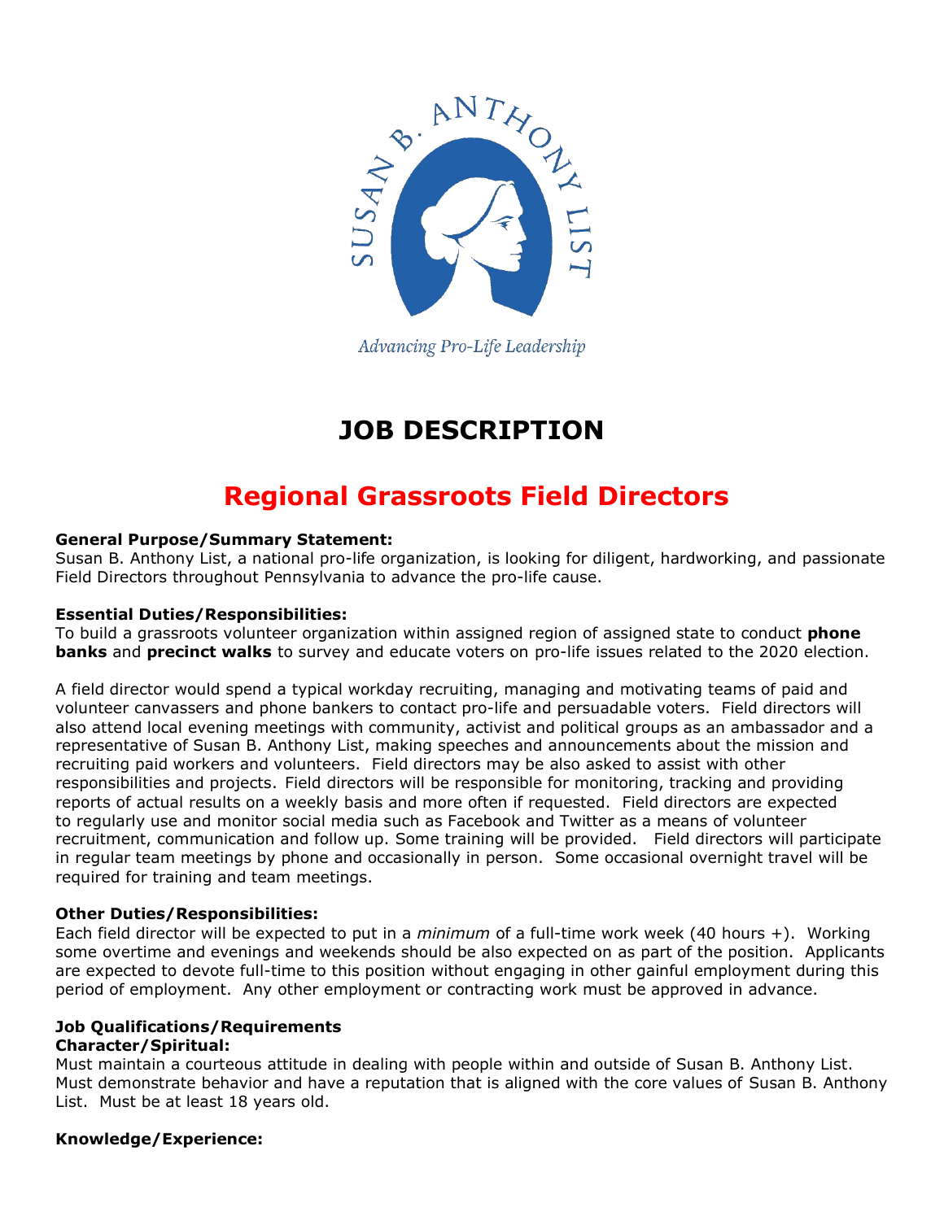SUSAN B. ANTHONY LIST

*Advancing Pro-Life Leadership*

# JOB DESCRIPTION

## Regional Grassroots Field Directors

**General Purpose/Summary Statement:**
Susan B. Anthony List, a national pro-life organization, is looking for diligent, hardworking, and passionate Field Directors throughout Pennsylvania to advance the pro-life cause.

**Essential Duties/Responsibilities:**
To build a grassroots volunteer organization within assigned region of assigned state to conduct **phone banks** and **precinct walks** to survey and educate voters on pro-life issues related to the 2020 election.

A field director would spend a typical workday recruiting, managing and motivating teams of paid and volunteer canvassers and phone bankers to contact pro-life and persuadable voters. Field directors will also attend local evening meetings with community, activist and political groups as an ambassador and a representative of Susan B. Anthony List, making speeches and announcements about the mission and recruiting paid workers and volunteers. Field directors may be also asked to assist with other responsibilities and projects. Field directors will be responsible for monitoring, tracking and providing reports of actual results on a weekly basis and more often if requested. Field directors are expected to regularly use and monitor social media such as Facebook and Twitter as a means of volunteer recruitment, communication and follow up. Some training will be provided. Field directors will participate in regular team meetings by phone and occasionally in person. Some occasional overnight travel will be required for training and team meetings.

**Other Duties/Responsibilities:**
Each field director will be expected to put in a *minimum* of a full-time work week (40 hours +). Working some overtime and evenings and weekends should be also expected on as part of the position. Applicants are expected to devote full-time to this position without engaging in other gainful employment during this period of employment. Any other employment or contracting work must be approved in advance.

**Job Qualifications/Requirements**
**Character/Spiritual:**
Must maintain a courteous attitude in dealing with people within and outside of Susan B. Anthony List. Must demonstrate behavior and have a reputation that is aligned with the core values of Susan B. Anthony List. Must be at least 18 years old.

**Knowledge/Experience:**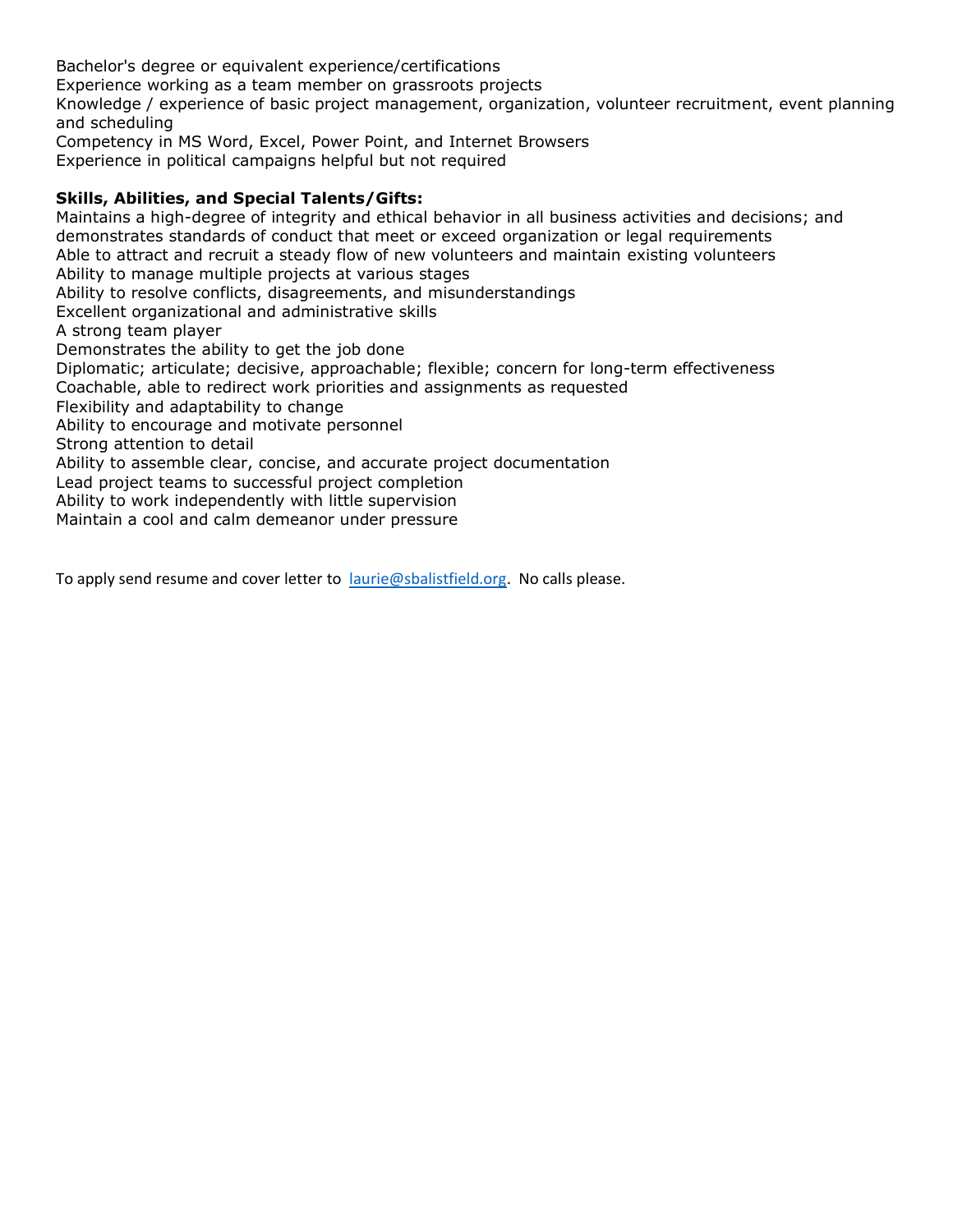Bachelor's degree or equivalent experience/certifications
Experience working as a team member on grassroots projects
Knowledge / experience of basic project management, organization, volunteer recruitment, event planning and scheduling
Competency in MS Word, Excel, Power Point, and Internet Browsers
Experience in political campaigns helpful but not required

**Skills, Abilities, and Special Talents/Gifts:**

Maintains a high-degree of integrity and ethical behavior in all business activities and decisions; and demonstrates standards of conduct that meet or exceed organization or legal requirements
Able to attract and recruit a steady flow of new volunteers and maintain existing volunteers
Ability to manage multiple projects at various stages
Ability to resolve conflicts, disagreements, and misunderstandings
Excellent organizational and administrative skills
A strong team player
Demonstrates the ability to get the job done
Diplomatic; articulate; decisive, approachable; flexible; concern for long-term effectiveness
Coachable, able to redirect work priorities and assignments as requested
Flexibility and adaptability to change
Ability to encourage and motivate personnel
Strong attention to detail
Ability to assemble clear, concise, and accurate project documentation
Lead project teams to successful project completion
Ability to work independently with little supervision
Maintain a cool and calm demeanor under pressure

To apply send resume and cover letter to [laurie@sbalistfield.org](mailto:laurie@sbalistfield.org). No calls please.